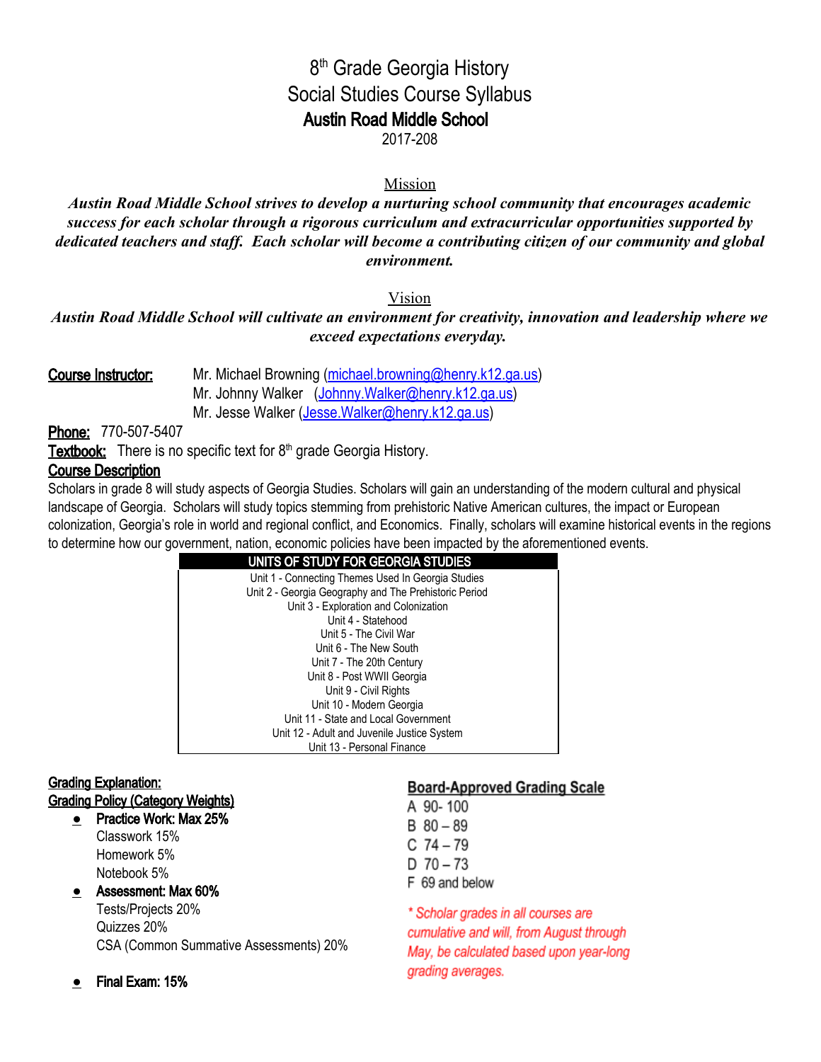# 8th Grade Georgia History
# Social Studies Course Syllabus
# Austin Road Middle School
2017-208

## Mission

***Austin Road Middle School strives to develop a nurturing school community that encourages academic success for each scholar through a rigorous curriculum and extracurricular opportunities supported by dedicated teachers and staff. Each scholar will become a contributing citizen of our community and global environment.***

## Vision

***Austin Road Middle School will cultivate an environment for creativity, innovation and leadership where we exceed expectations everyday.***

**Course Instructor:** Mr. Michael Browning (michael.browning@henry.k12.ga.us)
Mr. Johnny Walker (Johnny.Walker@henry.k12.ga.us)
Mr. Jesse Walker (Jesse.Walker@henry.k12.ga.us)

**Phone:** 770-507-5407

**Textbook:** There is no specific text for 8th grade Georgia History.

**Course Description**

Scholars in grade 8 will study aspects of Georgia Studies. Scholars will gain an understanding of the modern cultural and physical landscape of Georgia. Scholars will study topics stemming from prehistoric Native American cultures, the impact or European colonization, Georgia's role in world and regional conflict, and Economics. Finally, scholars will examine historical events in the regions to determine how our government, nation, economic policies have been impacted by the aforementioned events.

| UNITS OF STUDY FOR GEORGIA STUDIES |
|---|
| Unit 1 - Connecting Themes Used In Georgia Studies |
| Unit 2 - Georgia Geography and The Prehistoric Period |
| Unit 3 - Exploration and Colonization |
| Unit 4 - Statehood |
| Unit 5 - The Civil War |
| Unit 6 - The New South |
| Unit 7 - The 20th Century |
| Unit 8 - Post WWII Georgia |
| Unit 9 - Civil Rights |
| Unit 10 - Modern Georgia |
| Unit 11 - State and Local Government |
| Unit 12 - Adult and Juvenile Justice System |
| Unit 13 - Personal Finance |

**Grading Explanation:**

**Grading Policy (Category Weights)**

- **Practice Work: Max 25%**
  Classwork 15%
  Homework 5%
  Notebook 5%
- **Assessment: Max 60%**
  Tests/Projects 20%
  Quizzes 20%
  CSA (Common Summative Assessments) 20%
- **Final Exam: 15%**

**Board-Approved Grading Scale**

A 90- 100
B 80 – 89
C 74 – 79
D 70 – 73
F 69 and below

*\* Scholar grades in all courses are cumulative and will, from August through May, be calculated based upon year-long grading averages.*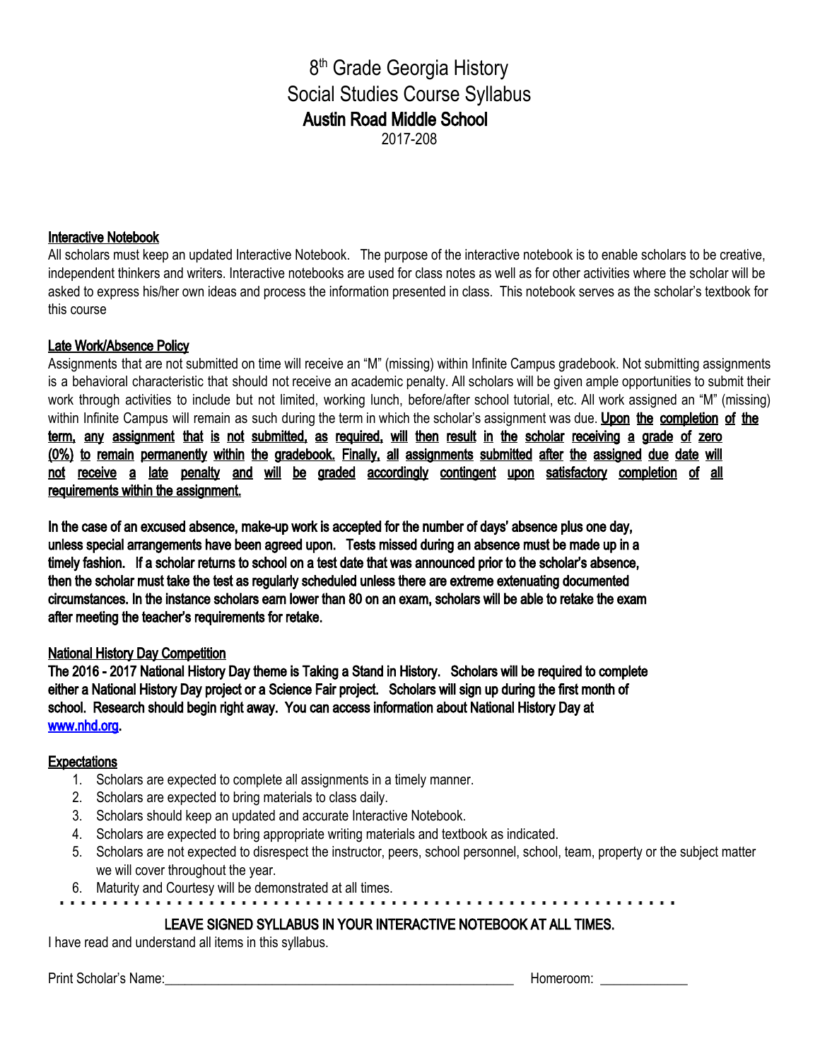# 8th Grade Georgia History
# Social Studies Course Syllabus
# **Austin Road Middle School**
2017-208

**Interactive Notebook**

All scholars must keep an updated Interactive Notebook. The purpose of the interactive notebook is to enable scholars to be creative, independent thinkers and writers. Interactive notebooks are used for class notes as well as for other activities where the scholar will be asked to express his/her own ideas and process the information presented in class. This notebook serves as the scholar's textbook for this course

**Late Work/Absence Policy**

Assignments that are not submitted on time will receive an "M" (missing) within Infinite Campus gradebook. Not submitting assignments is a behavioral characteristic that should not receive an academic penalty. All scholars will be given ample opportunities to submit their work through activities to include but not limited, working lunch, before/after school tutorial, etc. All work assigned an "M" (missing) within Infinite Campus will remain as such during the term in which the scholar's assignment was due. **Upon the completion of the term, any assignment that is not submitted, as required, will then result in the scholar receiving a grade of zero (0%) to remain permanently within the gradebook. Finally, all assignments submitted after the assigned due date will not receive a late penalty and will be graded accordingly contingent upon satisfactory completion of all requirements within the assignment.**

**In the case of an excused absence, make-up work is accepted for the number of days' absence plus one day, unless special arrangements have been agreed upon. Tests missed during an absence must be made up in a timely fashion. If a scholar returns to school on a test date that was announced prior to the scholar's absence, then the scholar must take the test as regularly scheduled unless there are extreme extenuating documented circumstances. In the instance scholars earn lower than 80 on an exam, scholars will be able to retake the exam after meeting the teacher's requirements for retake.**

**National History Day Competition**

**The 2016 - 2017 National History Day theme is Taking a Stand in History. Scholars will be required to complete either a National History Day project or a Science Fair project. Scholars will sign up during the first month of school. Research should begin right away. You can access information about National History Day at [www.nhd.org](http://www.nhd.org).**

**Expectations**

1. Scholars are expected to complete all assignments in a timely manner.
2. Scholars are expected to bring materials to class daily.
3. Scholars should keep an updated and accurate Interactive Notebook.
4. Scholars are expected to bring appropriate writing materials and textbook as indicated.
5. Scholars are not expected to disrespect the instructor, peers, school personnel, school, team, property or the subject matter we will cover throughout the year.
6. Maturity and Courtesy will be demonstrated at all times.

---

**LEAVE SIGNED SYLLABUS IN YOUR INTERACTIVE NOTEBOOK AT ALL TIMES.**

I have read and understand all items in this syllabus.

Print Scholar's Name:_______________________________________________ Homeroom: ____________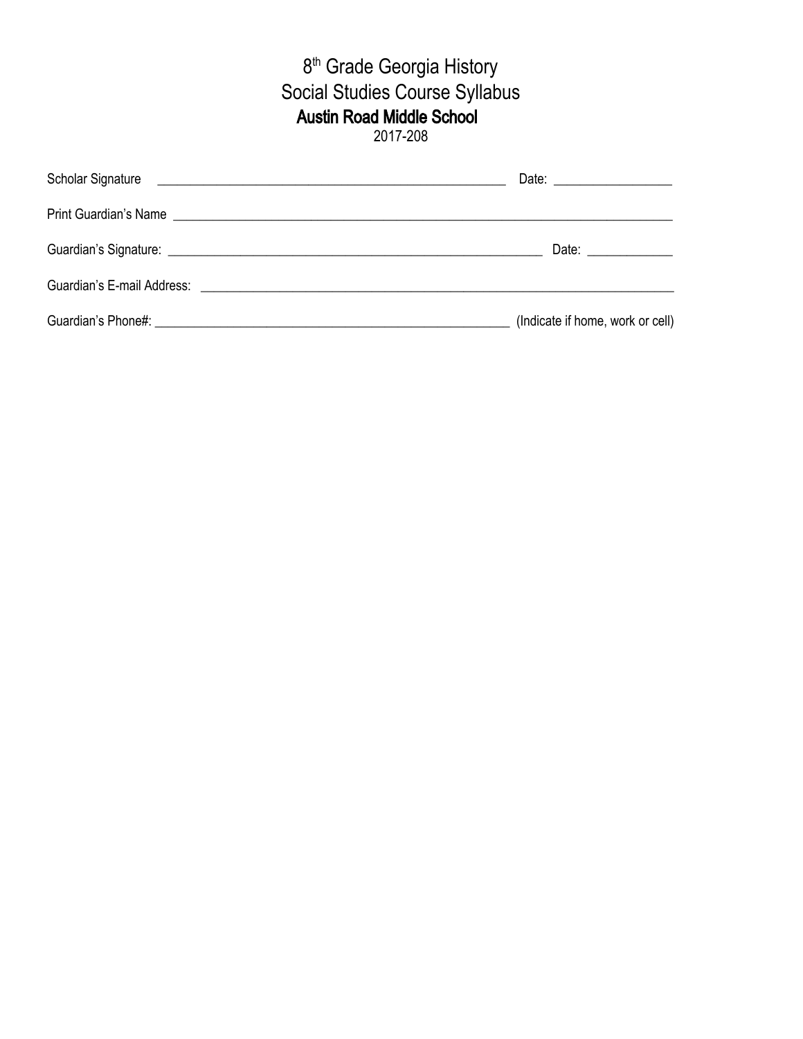8th Grade Georgia History
Social Studies Course Syllabus
**Austin Road Middle School**
2017-208

Scholar Signature _______________________________________________ Date: _______________

Print Guardian's Name _______________________________________________________________

Guardian's Signature: _______________________________________________ Date: ____________

Guardian's E-mail Address: ___________________________________________________________

Guardian's Phone#: _______________________________________________ (Indicate if home, work or cell)